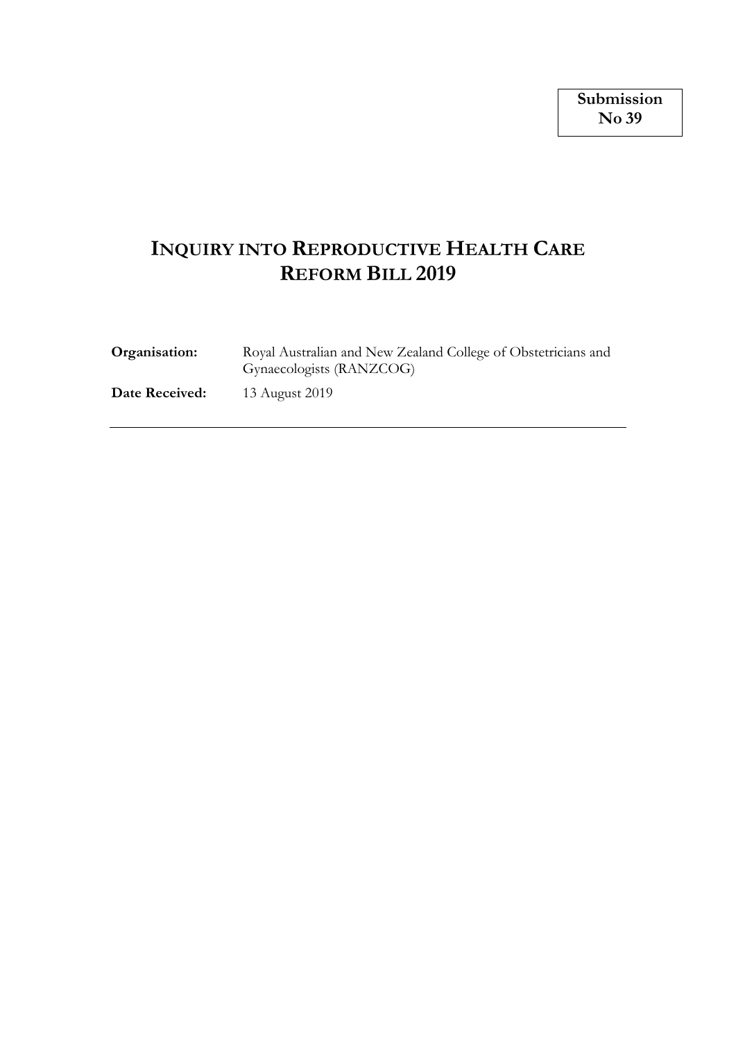**Submission No 39**

# INQUIRY INTO REPRODUCTIVE HEALTH CARE REFORM BILL 2019

**Organisation:** Royal Australian and New Zealand College of Obstetricians and Gynaecologists (RANZCOG)

**Date Received:** 13 August 2019

---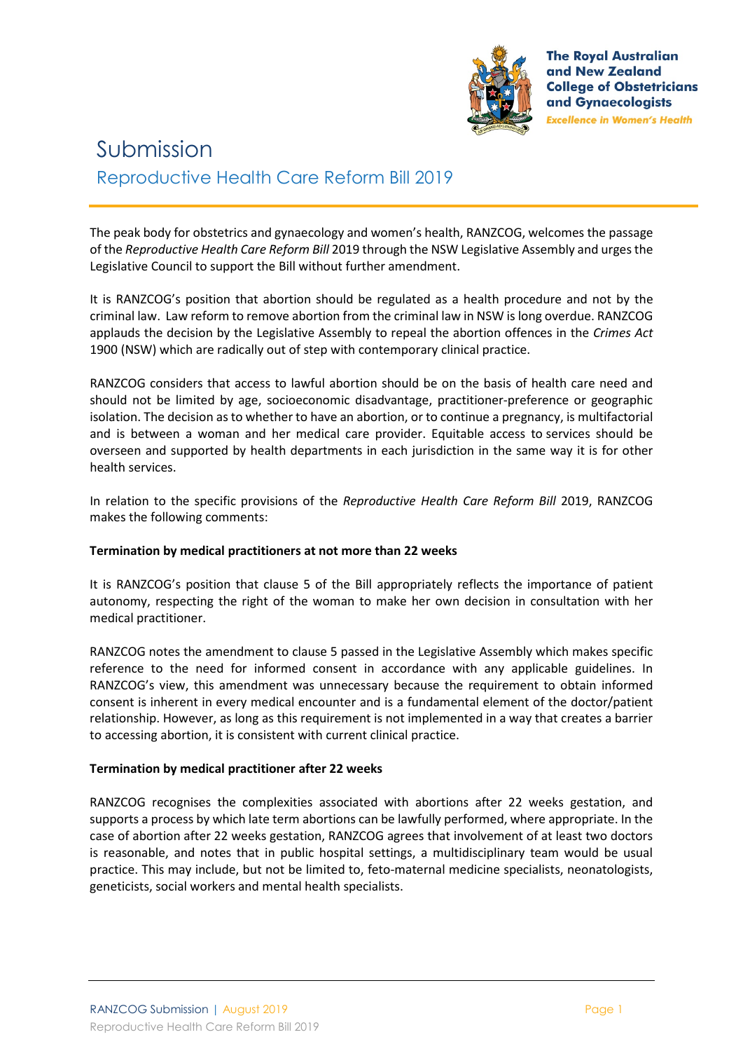# Submission

## Reproductive Health Care Reform Bill 2019

The peak body for obstetrics and gynaecology and women's health, RANZCOG, welcomes the passage of the *Reproductive Health Care Reform Bill* 2019 through the NSW Legislative Assembly and urges the Legislative Council to support the Bill without further amendment.

It is RANZCOG's position that abortion should be regulated as a health procedure and not by the criminal law. Law reform to remove abortion from the criminal law in NSW is long overdue. RANZCOG applauds the decision by the Legislative Assembly to repeal the abortion offences in the *Crimes Act* 1900 (NSW) which are radically out of step with contemporary clinical practice.

RANZCOG considers that access to lawful abortion should be on the basis of health care need and should not be limited by age, socioeconomic disadvantage, practitioner-preference or geographic isolation. The decision as to whether to have an abortion, or to continue a pregnancy, is multifactorial and is between a woman and her medical care provider. Equitable access to services should be overseen and supported by health departments in each jurisdiction in the same way it is for other health services.

In relation to the specific provisions of the *Reproductive Health Care Reform Bill* 2019, RANZCOG makes the following comments:

**Termination by medical practitioners at not more than 22 weeks**

It is RANZCOG's position that clause 5 of the Bill appropriately reflects the importance of patient autonomy, respecting the right of the woman to make her own decision in consultation with her medical practitioner.

RANZCOG notes the amendment to clause 5 passed in the Legislative Assembly which makes specific reference to the need for informed consent in accordance with any applicable guidelines. In RANZCOG's view, this amendment was unnecessary because the requirement to obtain informed consent is inherent in every medical encounter and is a fundamental element of the doctor/patient relationship. However, as long as this requirement is not implemented in a way that creates a barrier to accessing abortion, it is consistent with current clinical practice.

**Termination by medical practitioner after 22 weeks**

RANZCOG recognises the complexities associated with abortions after 22 weeks gestation, and supports a process by which late term abortions can be lawfully performed, where appropriate. In the case of abortion after 22 weeks gestation, RANZCOG agrees that involvement of at least two doctors is reasonable, and notes that in public hospital settings, a multidisciplinary team would be usual practice. This may include, but not be limited to, feto-maternal medicine specialists, neonatologists, geneticists, social workers and mental health specialists.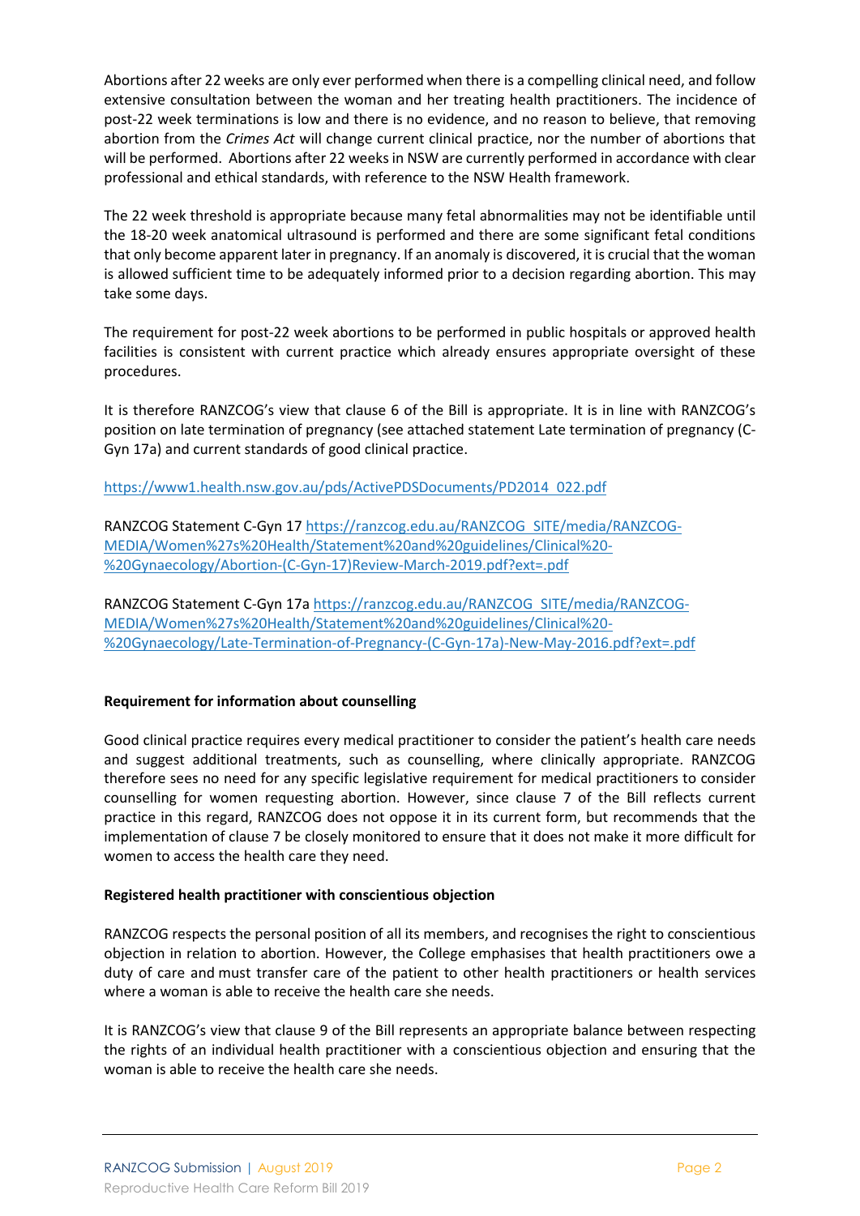Abortions after 22 weeks are only ever performed when there is a compelling clinical need, and follow extensive consultation between the woman and her treating health practitioners. The incidence of post-22 week terminations is low and there is no evidence, and no reason to believe, that removing abortion from the *Crimes Act* will change current clinical practice, nor the number of abortions that will be performed. Abortions after 22 weeks in NSW are currently performed in accordance with clear professional and ethical standards, with reference to the NSW Health framework.

The 22 week threshold is appropriate because many fetal abnormalities may not be identifiable until the 18-20 week anatomical ultrasound is performed and there are some significant fetal conditions that only become apparent later in pregnancy. If an anomaly is discovered, it is crucial that the woman is allowed sufficient time to be adequately informed prior to a decision regarding abortion. This may take some days.

The requirement for post-22 week abortions to be performed in public hospitals or approved health facilities is consistent with current practice which already ensures appropriate oversight of these procedures.

It is therefore RANZCOG's view that clause 6 of the Bill is appropriate. It is in line with RANZCOG's position on late termination of pregnancy (see attached statement Late termination of pregnancy (C-Gyn 17a) and current standards of good clinical practice.

https://www1.health.nsw.gov.au/pds/ActivePDSDocuments/PD2014_022.pdf

RANZCOG Statement C-Gyn 17 https://ranzcog.edu.au/RANZCOG_SITE/media/RANZCOG-MEDIA/Women%27s%20Health/Statement%20and%20guidelines/Clinical%20-%20Gynaecology/Abortion-(C-Gyn-17)Review-March-2019.pdf?ext=.pdf

RANZCOG Statement C-Gyn 17a https://ranzcog.edu.au/RANZCOG_SITE/media/RANZCOG-MEDIA/Women%27s%20Health/Statement%20and%20guidelines/Clinical%20-%20Gynaecology/Late-Termination-of-Pregnancy-(C-Gyn-17a)-New-May-2016.pdf?ext=.pdf

**Requirement for information about counselling**

Good clinical practice requires every medical practitioner to consider the patient's health care needs and suggest additional treatments, such as counselling, where clinically appropriate. RANZCOG therefore sees no need for any specific legislative requirement for medical practitioners to consider counselling for women requesting abortion. However, since clause 7 of the Bill reflects current practice in this regard, RANZCOG does not oppose it in its current form, but recommends that the implementation of clause 7 be closely monitored to ensure that it does not make it more difficult for women to access the health care they need.

**Registered health practitioner with conscientious objection**

RANZCOG respects the personal position of all its members, and recognises the right to conscientious objection in relation to abortion. However, the College emphasises that health practitioners owe a duty of care and must transfer care of the patient to other health practitioners or health services where a woman is able to receive the health care she needs.

It is RANZCOG's view that clause 9 of the Bill represents an appropriate balance between respecting the rights of an individual health practitioner with a conscientious objection and ensuring that the woman is able to receive the health care she needs.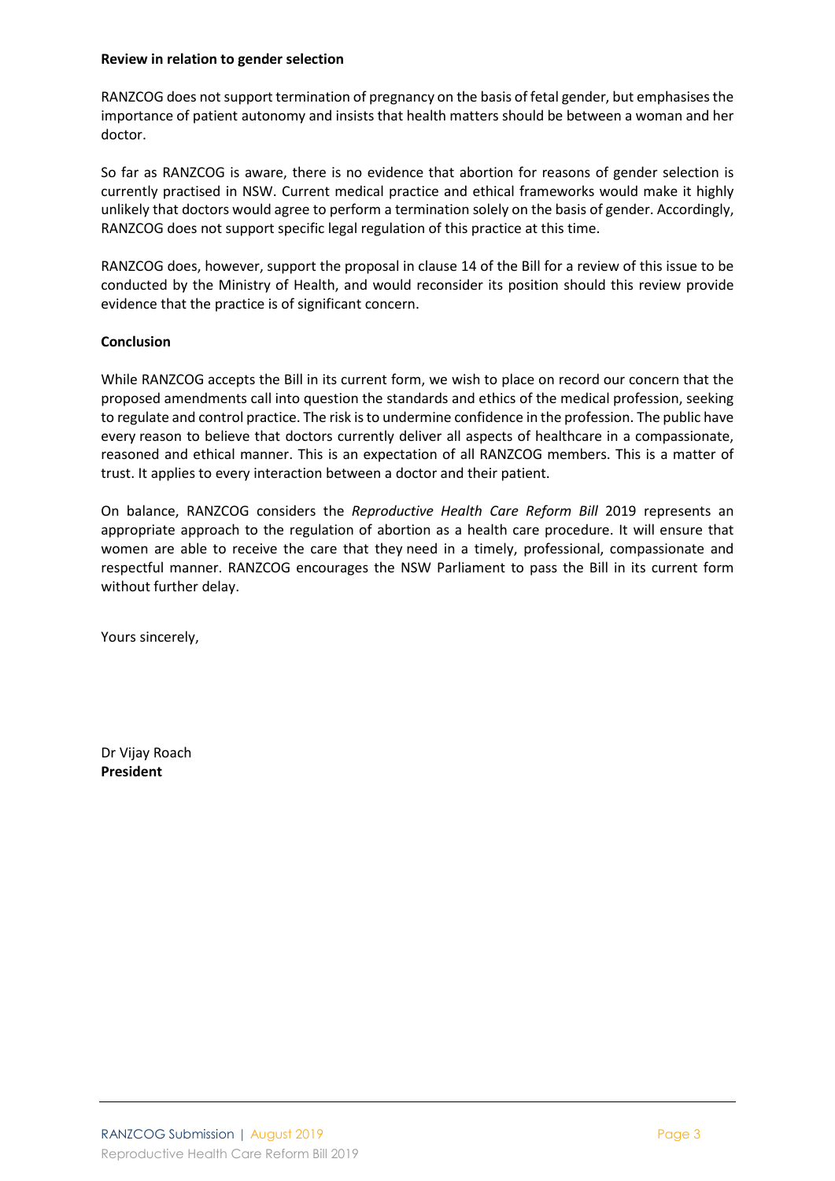**Review in relation to gender selection**

RANZCOG does not support termination of pregnancy on the basis of fetal gender, but emphasises the importance of patient autonomy and insists that health matters should be between a woman and her doctor.

So far as RANZCOG is aware, there is no evidence that abortion for reasons of gender selection is currently practised in NSW. Current medical practice and ethical frameworks would make it highly unlikely that doctors would agree to perform a termination solely on the basis of gender. Accordingly, RANZCOG does not support specific legal regulation of this practice at this time.

RANZCOG does, however, support the proposal in clause 14 of the Bill for a review of this issue to be conducted by the Ministry of Health, and would reconsider its position should this review provide evidence that the practice is of significant concern.

**Conclusion**

While RANZCOG accepts the Bill in its current form, we wish to place on record our concern that the proposed amendments call into question the standards and ethics of the medical profession, seeking to regulate and control practice. The risk is to undermine confidence in the profession. The public have every reason to believe that doctors currently deliver all aspects of healthcare in a compassionate, reasoned and ethical manner. This is an expectation of all RANZCOG members. This is a matter of trust. It applies to every interaction between a doctor and their patient.

On balance, RANZCOG considers the *Reproductive Health Care Reform Bill* 2019 represents an appropriate approach to the regulation of abortion as a health care procedure. It will ensure that women are able to receive the care that they need in a timely, professional, compassionate and respectful manner. RANZCOG encourages the NSW Parliament to pass the Bill in its current form without further delay.

Yours sincerely,

Dr Vijay Roach
**President**